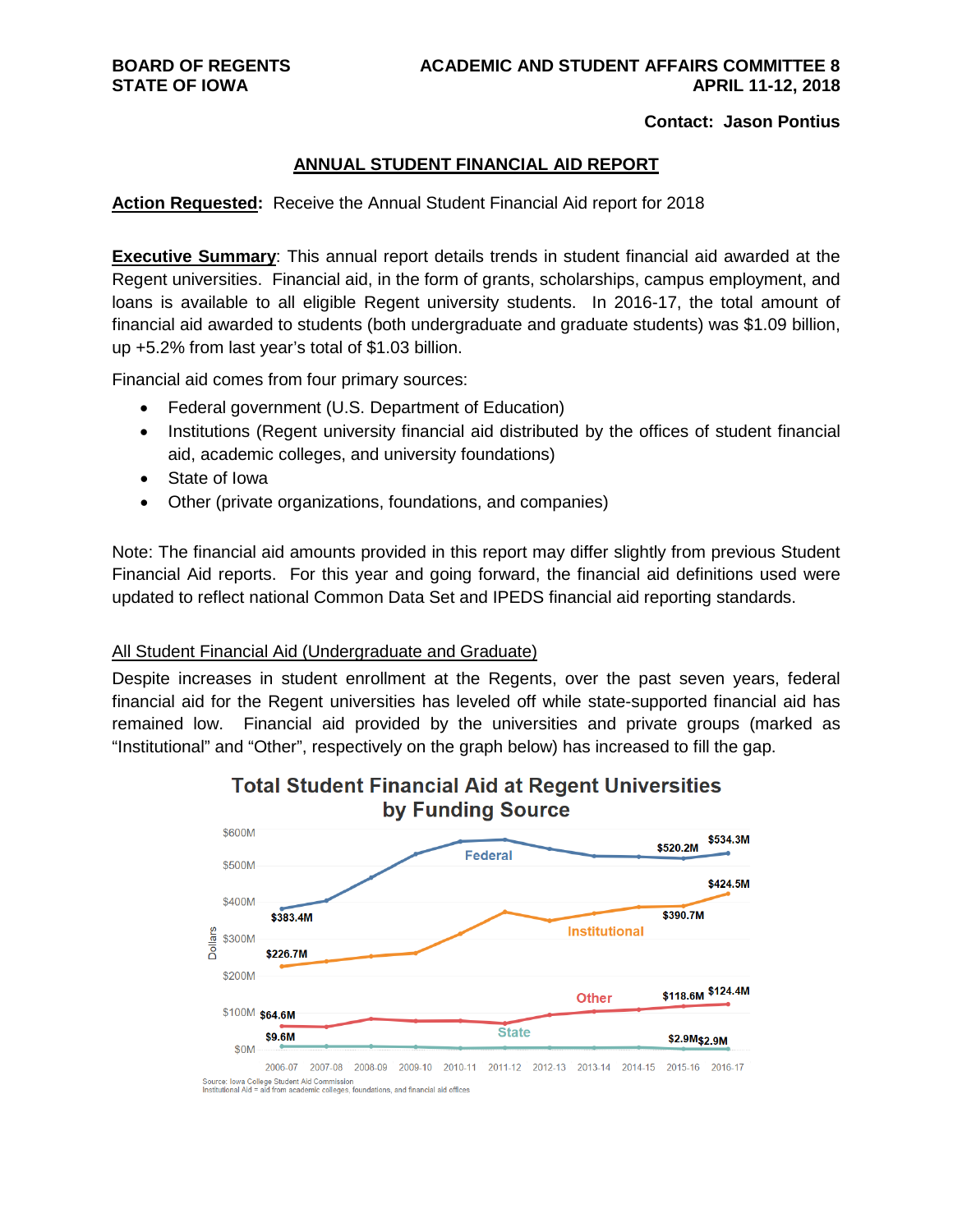BOARD OF REGENTS
STATE OF IOWA

ACADEMIC AND STUDENT AFFAIRS COMMITTEE 8
APRIL 11-12, 2018

**Contact: Jason Pontius**

## ANNUAL STUDENT FINANCIAL AID REPORT

**Action Requested:** Receive the Annual Student Financial Aid report for 2018

**Executive Summary**: This annual report details trends in student financial aid awarded at the Regent universities. Financial aid, in the form of grants, scholarships, campus employment, and loans is available to all eligible Regent university students. In 2016-17, the total amount of financial aid awarded to students (both undergraduate and graduate students) was $1.09 billion, up +5.2% from last year's total of $1.03 billion.

Financial aid comes from four primary sources:

- Federal government (U.S. Department of Education)
- Institutions (Regent university financial aid distributed by the offices of student financial aid, academic colleges, and university foundations)
- State of Iowa
- Other (private organizations, foundations, and companies)

Note: The financial aid amounts provided in this report may differ slightly from previous Student Financial Aid reports. For this year and going forward, the financial aid definitions used were updated to reflect national Common Data Set and IPEDS financial aid reporting standards.

### All Student Financial Aid (Undergraduate and Graduate)

Despite increases in student enrollment at the Regents, over the past seven years, federal financial aid for the Regent universities has leveled off while state-supported financial aid has remained low. Financial aid provided by the universities and private groups (marked as "Institutional" and "Other", respectively on the graph below) has increased to fill the gap.

**Total Student Financial Aid at Regent Universities by Funding Source**

| Funding Source | 2006-07 | 2015-16 | 2016-17 |
|---|---|---|---|
| Federal | $383.4M | $520.2M | $534.3M |
| Institutional | $226.7M | $390.7M | $424.5M |
| Other | $64.6M | $118.6M | $124.4M |
| State | $9.6M | $2.9M | $2.9M |

Source: Iowa College Student Aid Commission
Institutional Aid = aid from academic colleges, foundations, and financial aid offices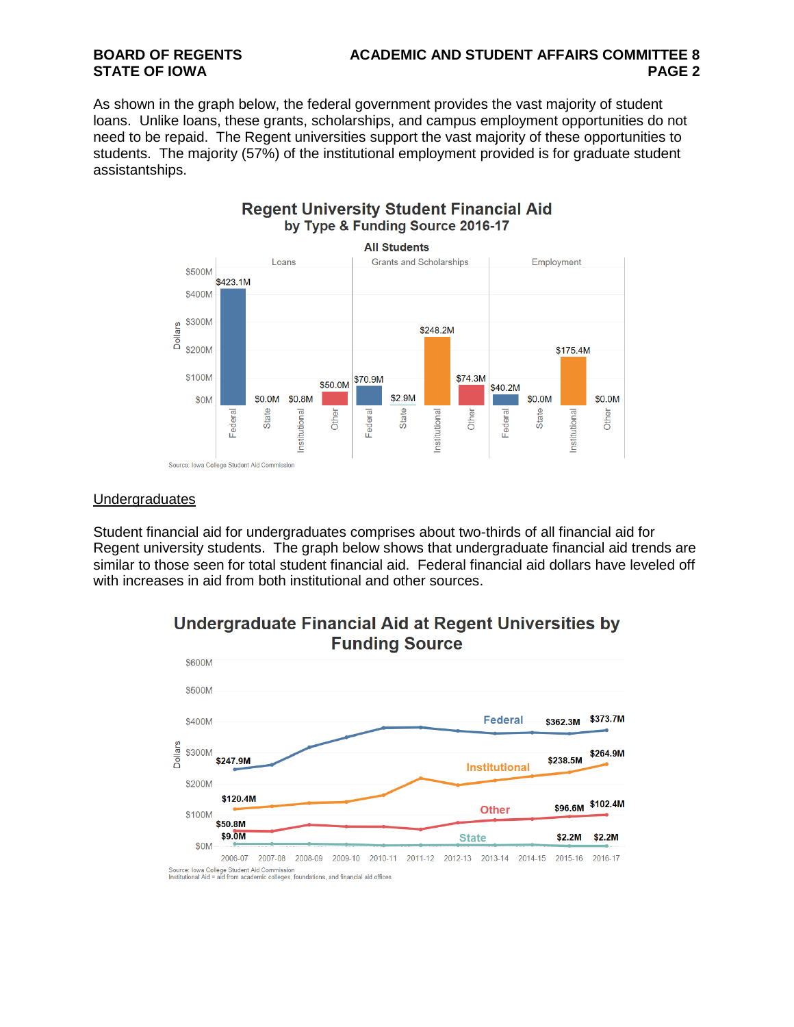As shown in the graph below, the federal government provides the vast majority of student loans. Unlike loans, these grants, scholarships, and campus employment opportunities do not need to be repaid. The Regent universities support the vast majority of these opportunities to students. The majority (57%) of the institutional employment provided is for graduate student assistantships.

**Regent University Student Financial Aid by Type & Funding Source 2016-17**

**All Students**

| Funding Source | Loans | Grants and Scholarships | Employment |
| --- | --- | --- | --- |
| Federal | $423.1M | $70.9M | $40.2M |
| State | $0.0M | $2.9M | $0.0M |
| Institutional | $0.8M | $248.2M | $175.4M |
| Other | $50.0M | $74.3M | $0.0M |

Source: Iowa College Student Aid Commission

## Undergraduates

Student financial aid for undergraduates comprises about two-thirds of all financial aid for Regent university students. The graph below shows that undergraduate financial aid trends are similar to those seen for total student financial aid. Federal financial aid dollars have leveled off with increases in aid from both institutional and other sources.

**Undergraduate Financial Aid at Regent Universities by Funding Source**

| Funding Source | 2006-07 | 2015-16 | 2016-17 |
| --- | --- | --- | --- |
| Federal | $247.9M | $362.3M | $373.7M |
| Institutional | $120.4M | $238.5M | $264.9M |
| Other | $50.8M | $96.6M | $102.4M |
| State | $9.0M | $2.2M | $2.2M |

Source: Iowa College Student Aid Commission
Institutional Aid = aid from academic colleges, foundations, and financial aid offices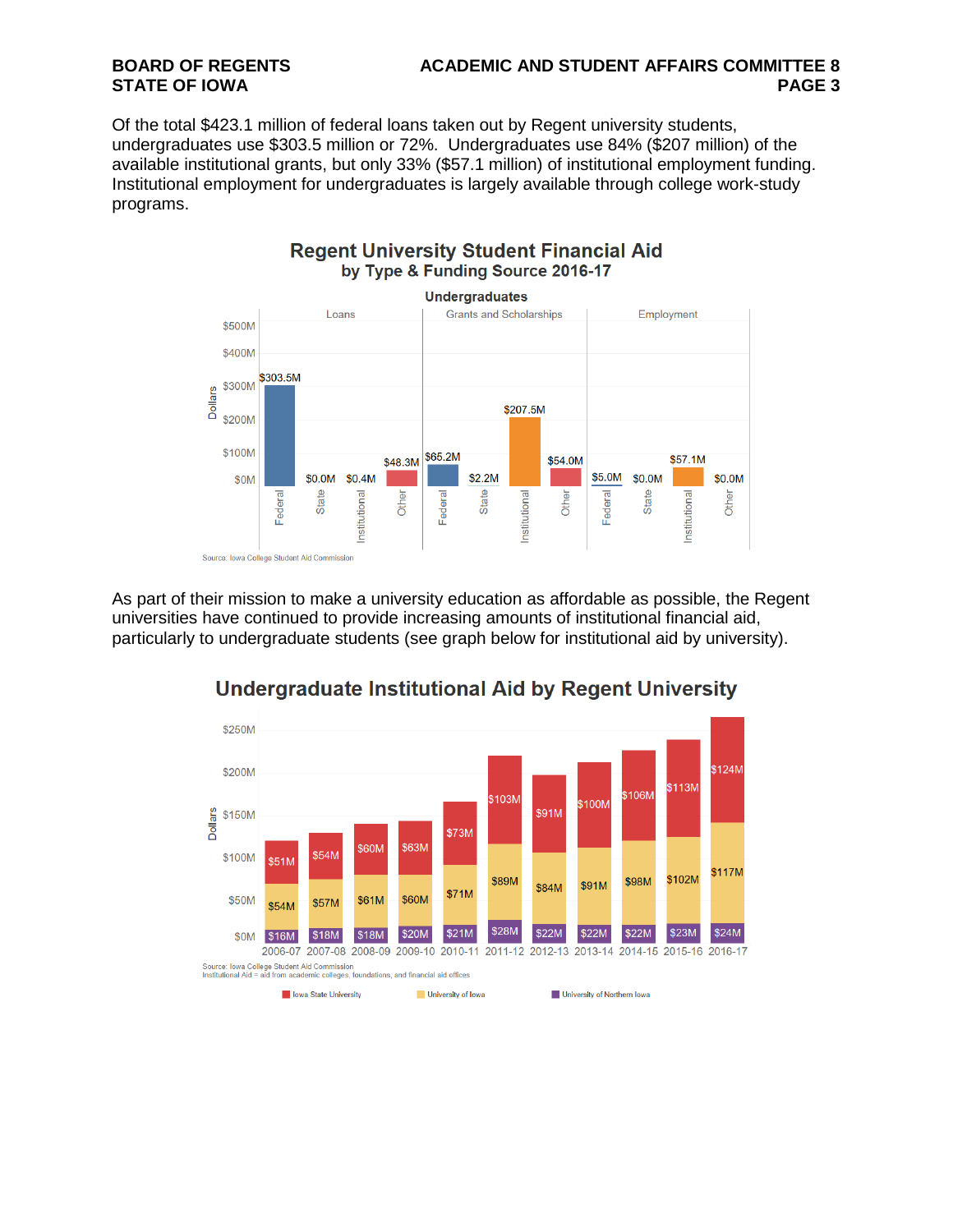Of the total $423.1 million of federal loans taken out by Regent university students, undergraduates use $303.5 million or 72%. Undergraduates use 84% ($207 million) of the available institutional grants, but only 33% ($57.1 million) of institutional employment funding. Institutional employment for undergraduates is largely available through college work-study programs.

**Regent University Student Financial Aid by Type & Funding Source 2016-17**

**Undergraduates**

| Type | Federal | State | Institutional | Other |
|---|---|---|---|---|
| Loans | $303.5M | $0.0M | $0.4M | $48.3M |
| Grants and Scholarships | $65.2M | $2.2M | $207.5M | $54.0M |
| Employment | $5.0M | $0.0M | $57.1M | $0.0M |

Source: Iowa College Student Aid Commission

As part of their mission to make a university education as affordable as possible, the Regent universities have continued to provide increasing amounts of institutional financial aid, particularly to undergraduate students (see graph below for institutional aid by university).

**Undergraduate Institutional Aid by Regent University**

| Year | Iowa State University | University of Iowa | University of Northern Iowa |
|---|---|---|---|
| 2006-07 | $51M | $54M | $16M |
| 2007-08 | $54M | $57M | $18M |
| 2008-09 | $60M | $61M | $18M |
| 2009-10 | $63M | $60M | $20M |
| 2010-11 | $73M | $71M | $21M |
| 2011-12 | $103M | $89M | $28M |
| 2012-13 | $91M | $84M | $22M |
| 2013-14 | $100M | $91M | $22M |
| 2014-15 | $106M | $98M | $22M |
| 2015-16 | $113M | $102M | $23M |
| 2016-17 | $124M | $117M | $24M |

Source: Iowa College Student Aid Commission
Institutional Aid = aid from academic colleges, foundations, and financial aid offices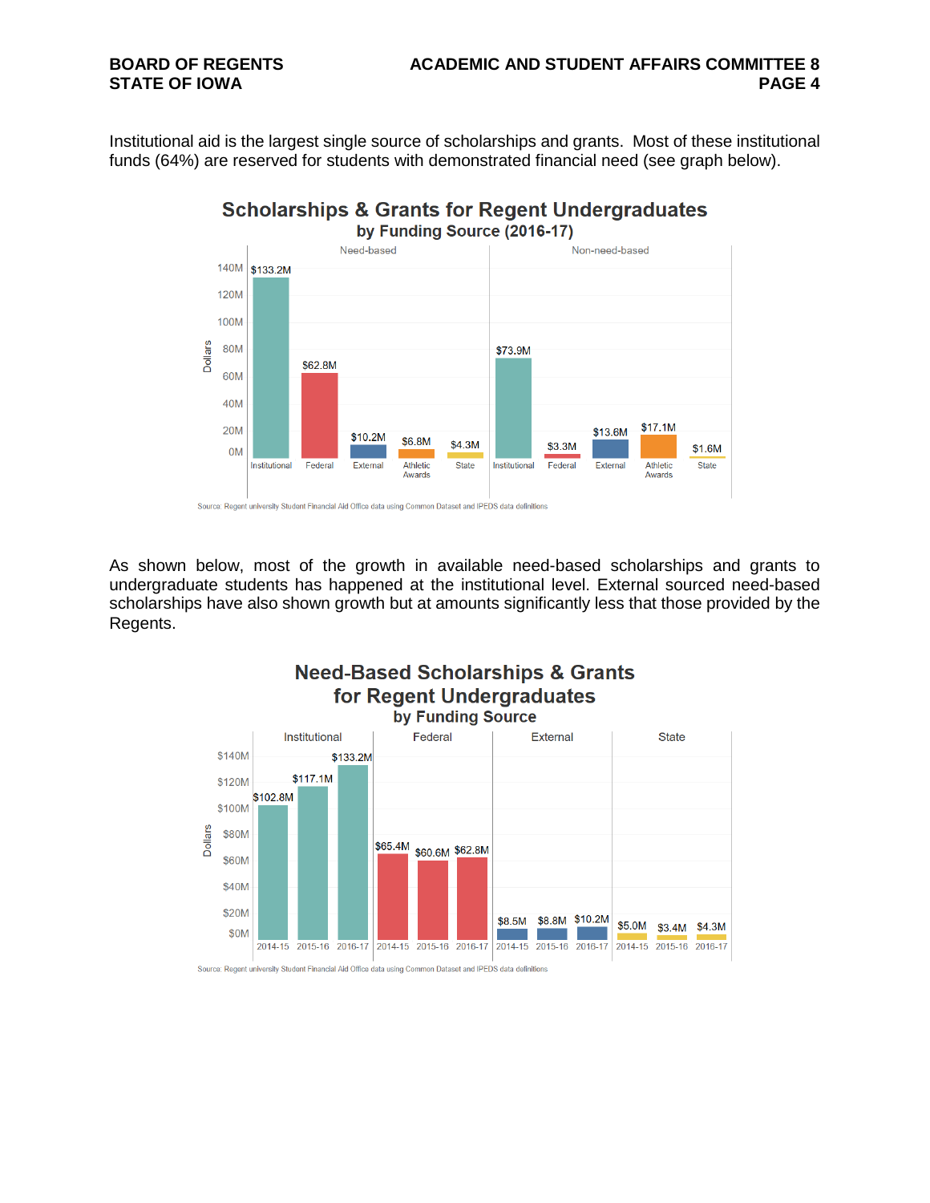Institutional aid is the largest single source of scholarships and grants. Most of these institutional funds (64%) are reserved for students with demonstrated financial need (see graph below).

**Scholarships & Grants for Regent Undergraduates**
**by Funding Source (2016-17)**

| Funding Source | Need-based | Non-need-based |
| --- | --- | --- |
| Institutional | $133.2M | $73.9M |
| Federal | $62.8M | $3.3M |
| External | $10.2M | $13.6M |
| Athletic Awards | $6.8M | $17.1M |
| State | $4.3M | $1.6M |

Source: Regent university Student Financial Aid Office data using Common Dataset and IPEDS data definitions

As shown below, most of the growth in available need-based scholarships and grants to undergraduate students has happened at the institutional level. External sourced need-based scholarships have also shown growth but at amounts significantly less that those provided by the Regents.

**Need-Based Scholarships & Grants**
**for Regent Undergraduates**
**by Funding Source**

| Funding Source | 2014-15 | 2015-16 | 2016-17 |
| --- | --- | --- | --- |
| Institutional | $102.8M | $117.1M | $133.2M |
| Federal | $65.4M | $60.6M | $62.8M |
| External | $8.5M | $8.8M | $10.2M |
| State | $5.0M | $3.4M | $4.3M |

Source: Regent university Student Financial Aid Office data using Common Dataset and IPEDS data definitions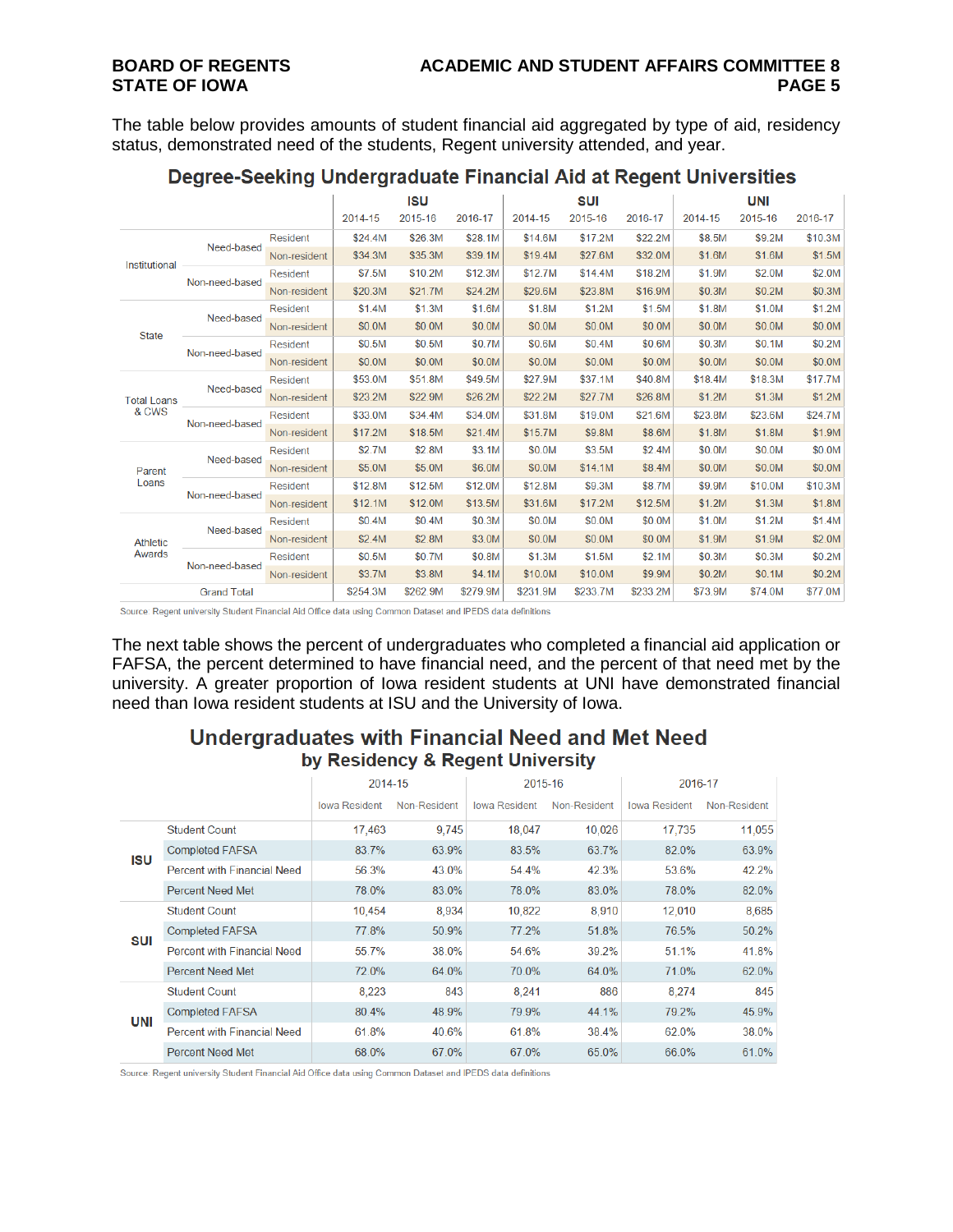The table below provides amounts of student financial aid aggregated by type of aid, residency status, demonstrated need of the students, Regent university attended, and year.

## Degree-Seeking Undergraduate Financial Aid at Regent Universities

| | | | ISU | | | SUI | | | UNI | | |
|---|---|---|---|---|---|---|---|---|---|---|---|
| | | | 2014-15 | 2015-16 | 2016-17 | 2014-15 | 2015-16 | 2016-17 | 2014-15 | 2015-16 | 2016-17 |
| Institutional | Need-based | Resident | $24.4M | $26.3M | $28.1M | $14.6M | $17.2M | $22.2M | $8.5M | $9.2M | $10.3M |
| | | Non-resident | $34.3M | $35.3M | $39.1M | $19.4M | $27.6M | $32.0M | $1.6M | $1.6M | $1.5M |
| | Non-need-based | Resident | $7.5M | $10.2M | $12.3M | $12.7M | $14.4M | $18.2M | $1.9M | $2.0M | $2.0M |
| | | Non-resident | $20.3M | $21.7M | $24.2M | $29.6M | $23.8M | $16.9M | $0.3M | $0.2M | $0.3M |
| State | Need-based | Resident | $1.4M | $1.3M | $1.6M | $1.8M | $1.2M | $1.5M | $1.8M | $1.0M | $1.2M |
| | | Non-resident | $0.0M | $0.0M | $0.0M | $0.0M | $0.0M | $0.0M | $0.0M | $0.0M | $0.0M |
| | Non-need-based | Resident | $0.5M | $0.5M | $0.7M | $0.6M | $0.4M | $0.6M | $0.3M | $0.1M | $0.2M |
| | | Non-resident | $0.0M | $0.0M | $0.0M | $0.0M | $0.0M | $0.0M | $0.0M | $0.0M | $0.0M |
| Total Loans & CWS | Need-based | Resident | $53.0M | $51.8M | $49.5M | $27.9M | $37.1M | $40.8M | $18.4M | $18.3M | $17.7M |
| | | Non-resident | $23.2M | $22.9M | $26.2M | $22.2M | $27.7M | $26.8M | $1.2M | $1.3M | $1.2M |
| | Non-need-based | Resident | $33.0M | $34.4M | $34.0M | $31.8M | $19.0M | $21.6M | $23.8M | $23.6M | $24.7M |
| | | Non-resident | $17.2M | $18.5M | $21.4M | $15.7M | $9.8M | $8.6M | $1.8M | $1.8M | $1.9M |
| Parent Loans | Need-based | Resident | $2.7M | $2.8M | $3.1M | $0.0M | $3.5M | $2.4M | $0.0M | $0.0M | $0.0M |
| | | Non-resident | $5.0M | $5.0M | $6.0M | $0.0M | $14.1M | $8.4M | $0.0M | $0.0M | $0.0M |
| | Non-need-based | Resident | $12.8M | $12.5M | $12.0M | $12.8M | $9.3M | $8.7M | $9.9M | $10.0M | $10.3M |
| | | Non-resident | $12.1M | $12.0M | $13.5M | $31.6M | $17.2M | $12.5M | $1.2M | $1.3M | $1.8M |
| Athletic Awards | Need-based | Resident | $0.4M | $0.4M | $0.3M | $0.0M | $0.0M | $0.0M | $1.0M | $1.2M | $1.4M |
| | | Non-resident | $2.4M | $2.8M | $3.0M | $0.0M | $0.0M | $0.0M | $1.9M | $1.9M | $2.0M |
| | Non-need-based | Resident | $0.5M | $0.7M | $0.8M | $1.3M | $1.5M | $2.1M | $0.3M | $0.3M | $0.2M |
| | | Non-resident | $3.7M | $3.8M | $4.1M | $10.0M | $10.0M | $9.9M | $0.2M | $0.1M | $0.2M |
| Grand Total | | | $254.3M | $262.9M | $279.9M | $231.9M | $233.7M | $233.2M | $73.9M | $74.0M | $77.0M |

Source: Regent university Student Financial Aid Office data using Common Dataset and IPEDS data definitions

The next table shows the percent of undergraduates who completed a financial aid application or FAFSA, the percent determined to have financial need, and the percent of that need met by the university. A greater proportion of Iowa resident students at UNI have demonstrated financial need than Iowa resident students at ISU and the University of Iowa.

## Undergraduates with Financial Need and Met Need
### by Residency & Regent University

| | | 2014-15 | | 2015-16 | | 2016-17 | |
|---|---|---|---|---|---|---|---|
| | | Iowa Resident | Non-Resident | Iowa Resident | Non-Resident | Iowa Resident | Non-Resident |
| ISU | Student Count | 17,463 | 9,745 | 18,047 | 10,026 | 17,735 | 11,055 |
| | Completed FAFSA | 83.7% | 63.9% | 83.5% | 63.7% | 82.0% | 63.9% |
| | Percent with Financial Need | 56.3% | 43.0% | 54.4% | 42.3% | 53.6% | 42.2% |
| | Percent Need Met | 78.0% | 83.0% | 78.0% | 83.0% | 78.0% | 82.0% |
| SUI | Student Count | 10,454 | 8,934 | 10,822 | 8,910 | 12,010 | 8,685 |
| | Completed FAFSA | 77.8% | 50.9% | 77.2% | 51.8% | 76.5% | 50.2% |
| | Percent with Financial Need | 55.7% | 38.0% | 54.6% | 39.2% | 51.1% | 41.8% |
| | Percent Need Met | 72.0% | 64.0% | 70.0% | 64.0% | 71.0% | 62.0% |
| UNI | Student Count | 8,223 | 843 | 8,241 | 886 | 8,274 | 845 |
| | Completed FAFSA | 80.4% | 48.9% | 79.9% | 44.1% | 79.2% | 45.9% |
| | Percent with Financial Need | 61.8% | 40.6% | 61.8% | 38.4% | 62.0% | 38.0% |
| | Percent Need Met | 68.0% | 67.0% | 67.0% | 65.0% | 66.0% | 61.0% |

Source: Regent university Student Financial Aid Office data using Common Dataset and IPEDS data definitions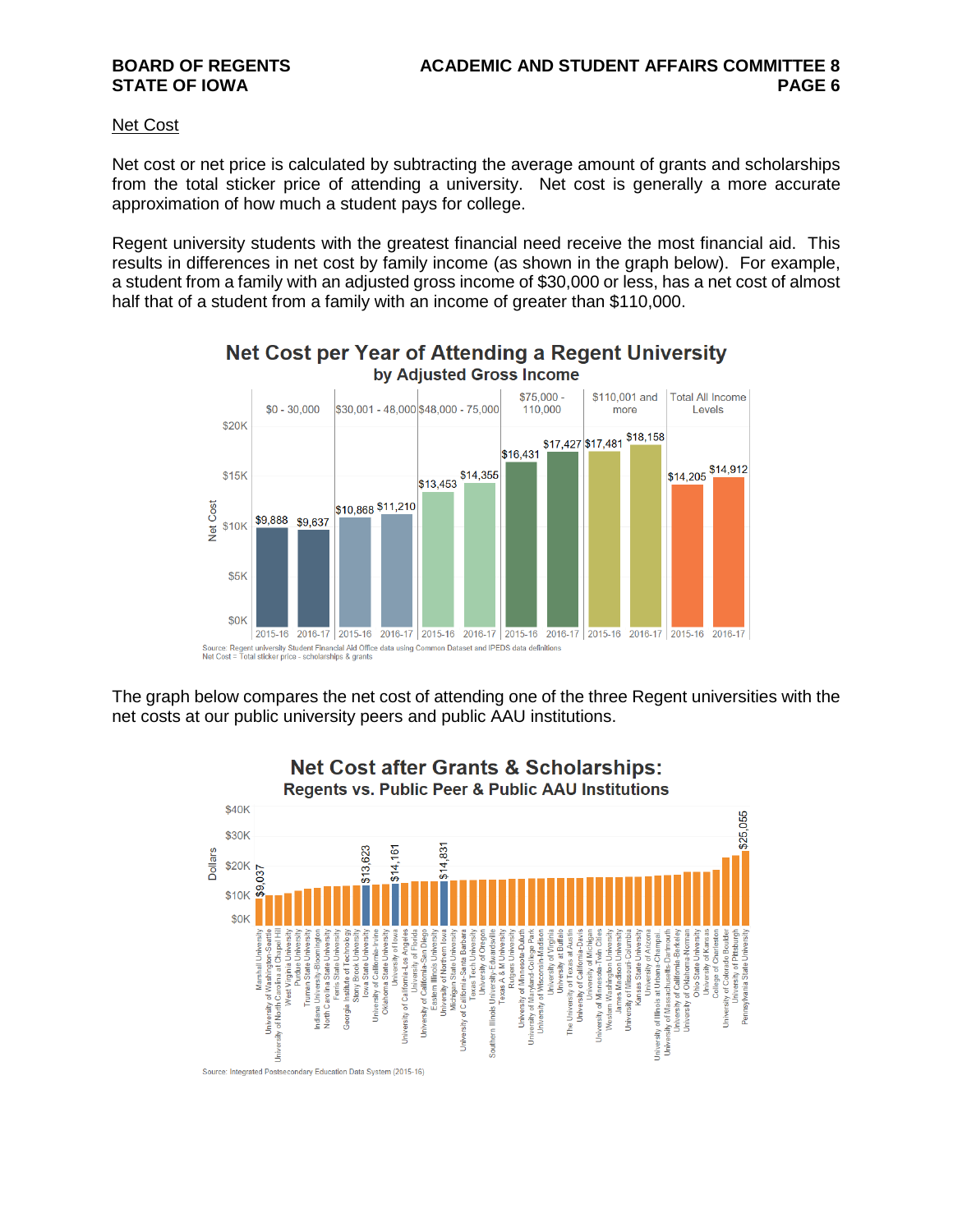## Net Cost

Net cost or net price is calculated by subtracting the average amount of grants and scholarships from the total sticker price of attending a university. Net cost is generally a more accurate approximation of how much a student pays for college.

Regent university students with the greatest financial need receive the most financial aid. This results in differences in net cost by family income (as shown in the graph below). For example, a student from a family with an adjusted gross income of $30,000 or less, has a net cost of almost half that of a student from a family with an income of greater than $110,000.

**Net Cost per Year of Attending a Regent University**
**by Adjusted Gross Income**

| Adjusted Gross Income | 2015-16 | 2016-17 |
|---|---|---|
| $0 - 30,000 | $9,888 | $9,637 |
| $30,001 - 48,000 | $10,868 | $11,210 |
| $48,000 - 75,000 | $13,453 | $14,355 |
| $75,000 - 110,000 | $16,431 | $17,427 |
| $110,001 and more | $17,481 | $18,158 |
| Total All Income Levels | $14,205 | $14,912 |

Source: Regent university Student Financial Aid Office data using Common Dataset and IPEDS data definitions
Net Cost = Total sticker price - scholarships & grants

The graph below compares the net cost of attending one of the three Regent universities with the net costs at our public university peers and public AAU institutions.

**Net Cost after Grants & Scholarships:**
**Regents vs. Public Peer & Public AAU Institutions**

Institutions shown (lowest to highest net cost): Marshall University ($9,037), University of Washington-Seattle, University of North Carolina at Chapel Hill, West Virginia University, Purdue University, Truman State University, Indiana University-Bloomington, North Carolina State University, Ferris State University, Georgia Institute of Technology, Stony Brook University, Iowa State University ($13,623), University of California-Irvine, Oklahoma State University, University of Iowa ($14,161), University of California-Los Angeles, University of Florida, University of California-San Diego, Eastern Illinois University, University of Northern Iowa ($14,831), Michigan State University, University of California-Santa Barbara, Texas Tech University, University of Oregon, Southern Illinois University-Edwardsville, Texas A & M University, Rutgers University, University of Minnesota-Duluth, University of Maryland-College Park, University of Wisconsin-Madison, University of Virginia, University at Buffalo, The University of Texas at Austin, University of California-Davis, University of Michigan, University of Minnesota-Twin Cities, Western Washington University, James Madison University, University of Missouri-Columbia, Kansas State University, University of Arizona, University of Illinois at Urbana-Champaign, University of Massachusetts-Dartmouth, University of California-Berkeley, University of Oklahoma-Norman, Ohio State University, University of Kansas, College of Charleston, University of Colorado Boulder, University of Pittsburgh, Pennsylvania State University ($25,055)

Source: Integrated Postsecondary Education Data System (2015-16)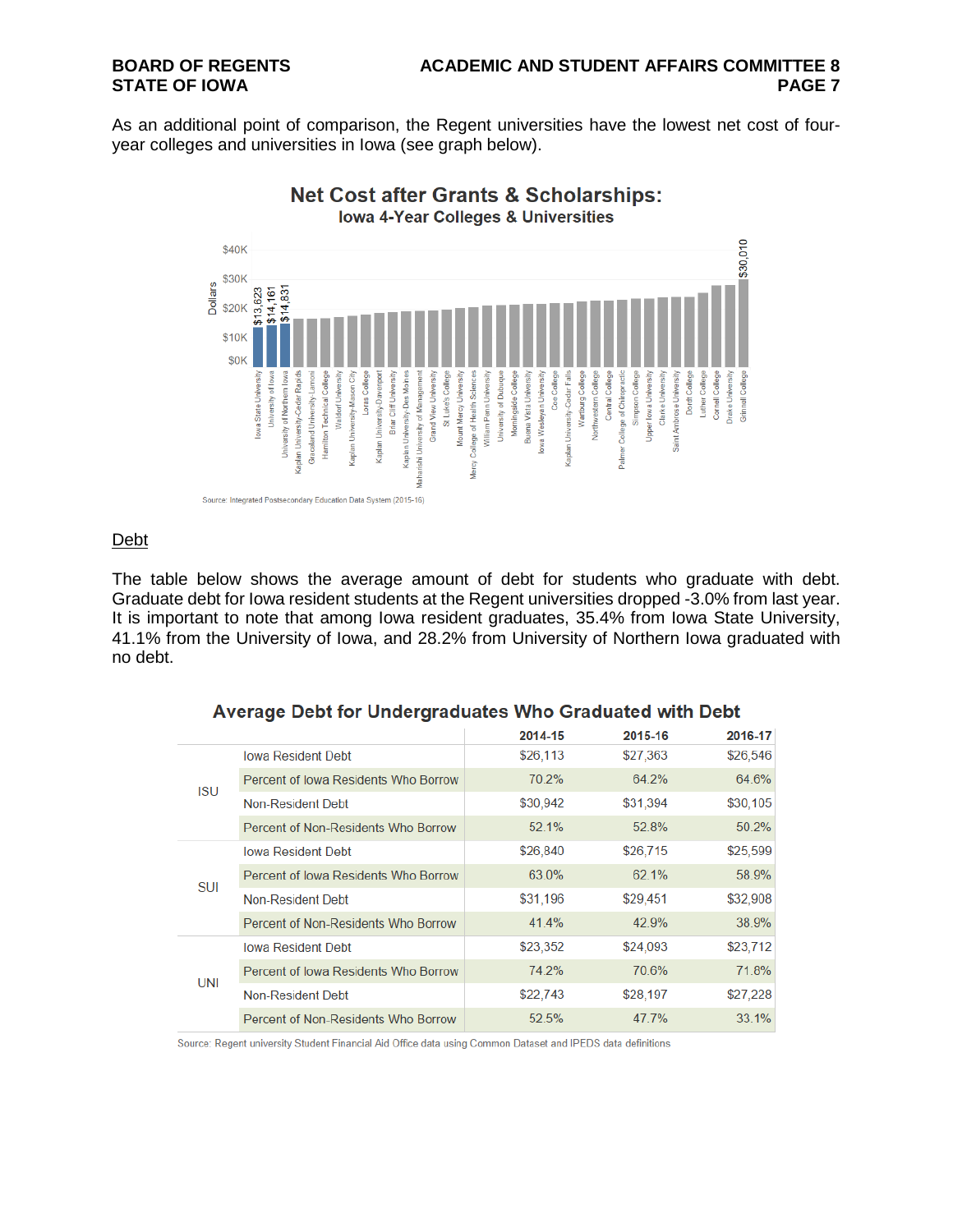As an additional point of comparison, the Regent universities have the lowest net cost of four-year colleges and universities in Iowa (see graph below).

**Net Cost after Grants & Scholarships:**
**Iowa 4-Year Colleges & Universities**

Source: Integrated Postsecondary Education Data System (2015-16)

## Debt

The table below shows the average amount of debt for students who graduate with debt. Graduate debt for Iowa resident students at the Regent universities dropped -3.0% from last year. It is important to note that among Iowa resident graduates, 35.4% from Iowa State University, 41.1% from the University of Iowa, and 28.2% from University of Northern Iowa graduated with no debt.

**Average Debt for Undergraduates Who Graduated with Debt**

| | | 2014-15 | 2015-16 | 2016-17 |
|---|---|---|---|---|
| ISU | Iowa Resident Debt | $26,113 | $27,363 | $26,546 |
| | Percent of Iowa Residents Who Borrow | 70.2% | 64.2% | 64.6% |
| | Non-Resident Debt | $30,942 | $31,394 | $30,105 |
| | Percent of Non-Residents Who Borrow | 52.1% | 52.8% | 50.2% |
| SUI | Iowa Resident Debt | $26,840 | $26,715 | $25,599 |
| | Percent of Iowa Residents Who Borrow | 63.0% | 62.1% | 58.9% |
| | Non-Resident Debt | $31,196 | $29,451 | $32,908 |
| | Percent of Non-Residents Who Borrow | 41.4% | 42.9% | 38.9% |
| UNI | Iowa Resident Debt | $23,352 | $24,093 | $23,712 |
| | Percent of Iowa Residents Who Borrow | 74.2% | 70.6% | 71.8% |
| | Non-Resident Debt | $22,743 | $28,197 | $27,228 |
| | Percent of Non-Residents Who Borrow | 52.5% | 47.7% | 33.1% |

Source: Regent university Student Financial Aid Office data using Common Dataset and IPEDS data definitions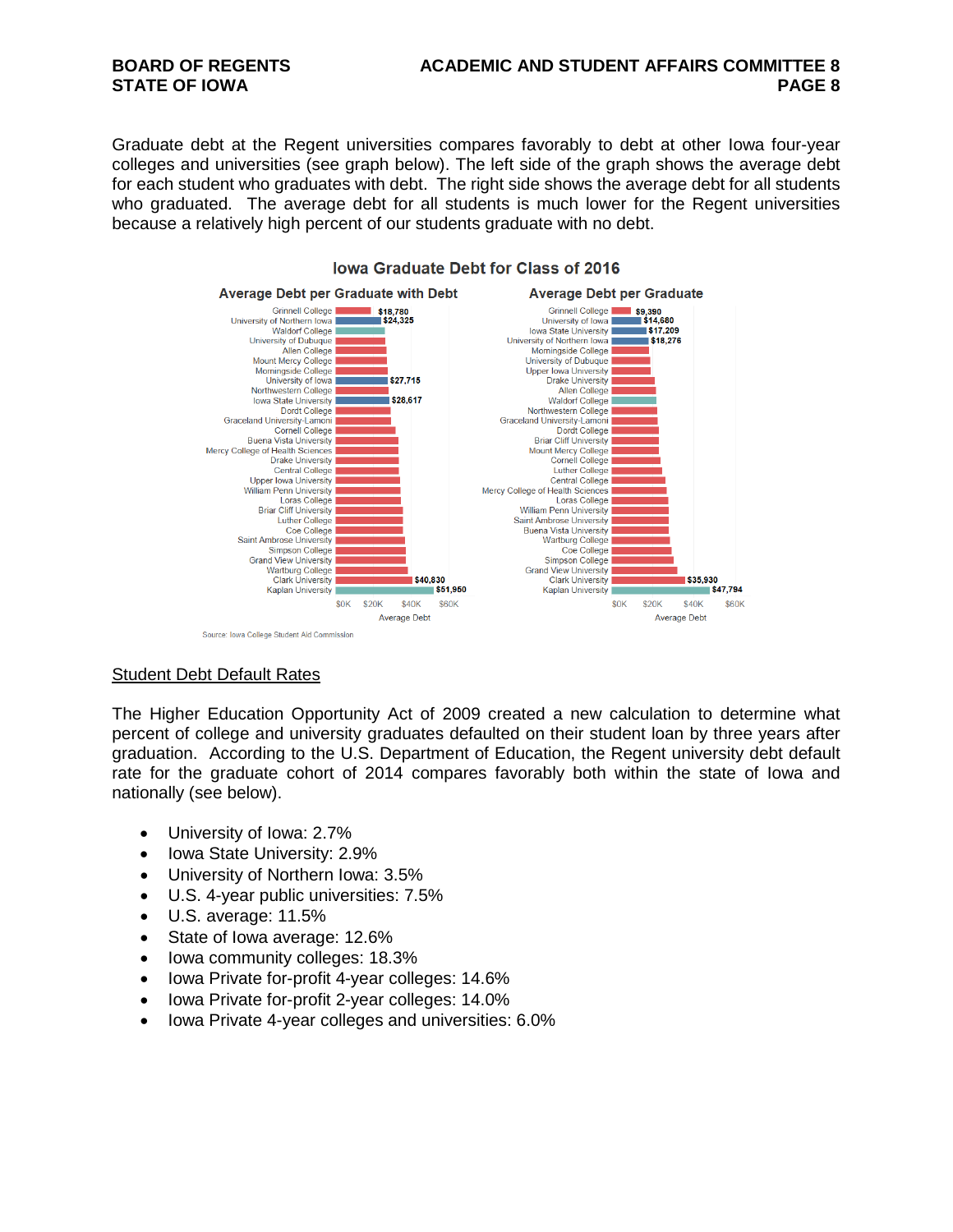Graduate debt at the Regent universities compares favorably to debt at other Iowa four-year colleges and universities (see graph below). The left side of the graph shows the average debt for each student who graduates with debt. The right side shows the average debt for all students who graduated. The average debt for all students is much lower for the Regent universities because a relatively high percent of our students graduate with no debt.

**Iowa Graduate Debt for Class of 2016**

| Average Debt per Graduate with Debt | | Average Debt per Graduate | |
|---|---|---|---|
| Grinnell College | $18,780 | Grinnell College | $9,390 |
| University of Northern Iowa | $24,325 | University of Iowa | $14,680 |
| Waldorf College | | Iowa State University | $17,209 |
| University of Dubuque | | University of Northern Iowa | $18,276 |
| Allen College | | Morningside College | |
| Mount Mercy College | | University of Dubuque | |
| Morningside College | | Upper Iowa University | |
| University of Iowa | $27,715 | Drake University | |
| Northwestern College | | Allen College | |
| Iowa State University | $28,617 | Waldorf College | |
| Dordt College | | Northwestern College | |
| Graceland University-Lamoni | | Graceland University-Lamoni | |
| Cornell College | | Dordt College | |
| Buena Vista University | | Briar Cliff University | |
| Mercy College of Health Sciences | | Mount Mercy College | |
| Drake University | | Cornell College | |
| Central College | | Luther College | |
| Upper Iowa University | | Central College | |
| William Penn University | | Mercy College of Health Sciences | |
| Loras College | | Loras College | |
| Briar Cliff University | | William Penn University | |
| Luther College | | Saint Ambrose University | |
| Coe College | | Buena Vista University | |
| Saint Ambrose University | | Wartburg College | |
| Simpson College | | Coe College | |
| Grand View University | | Simpson College | |
| Wartburg College | | Grand View University | |
| Clark University | $40,830 | Clark University | $35,930 |
| Kaplan University | $51,950 | Kaplan University | $47,794 |

Source: Iowa College Student Aid Commission

## Student Debt Default Rates

The Higher Education Opportunity Act of 2009 created a new calculation to determine what percent of college and university graduates defaulted on their student loan by three years after graduation. According to the U.S. Department of Education, the Regent university debt default rate for the graduate cohort of 2014 compares favorably both within the state of Iowa and nationally (see below).

- University of Iowa: 2.7%
- Iowa State University: 2.9%
- University of Northern Iowa: 3.5%
- U.S. 4-year public universities: 7.5%
- U.S. average: 11.5%
- State of Iowa average: 12.6%
- Iowa community colleges: 18.3%
- Iowa Private for-profit 4-year colleges: 14.6%
- Iowa Private for-profit 2-year colleges: 14.0%
- Iowa Private 4-year colleges and universities: 6.0%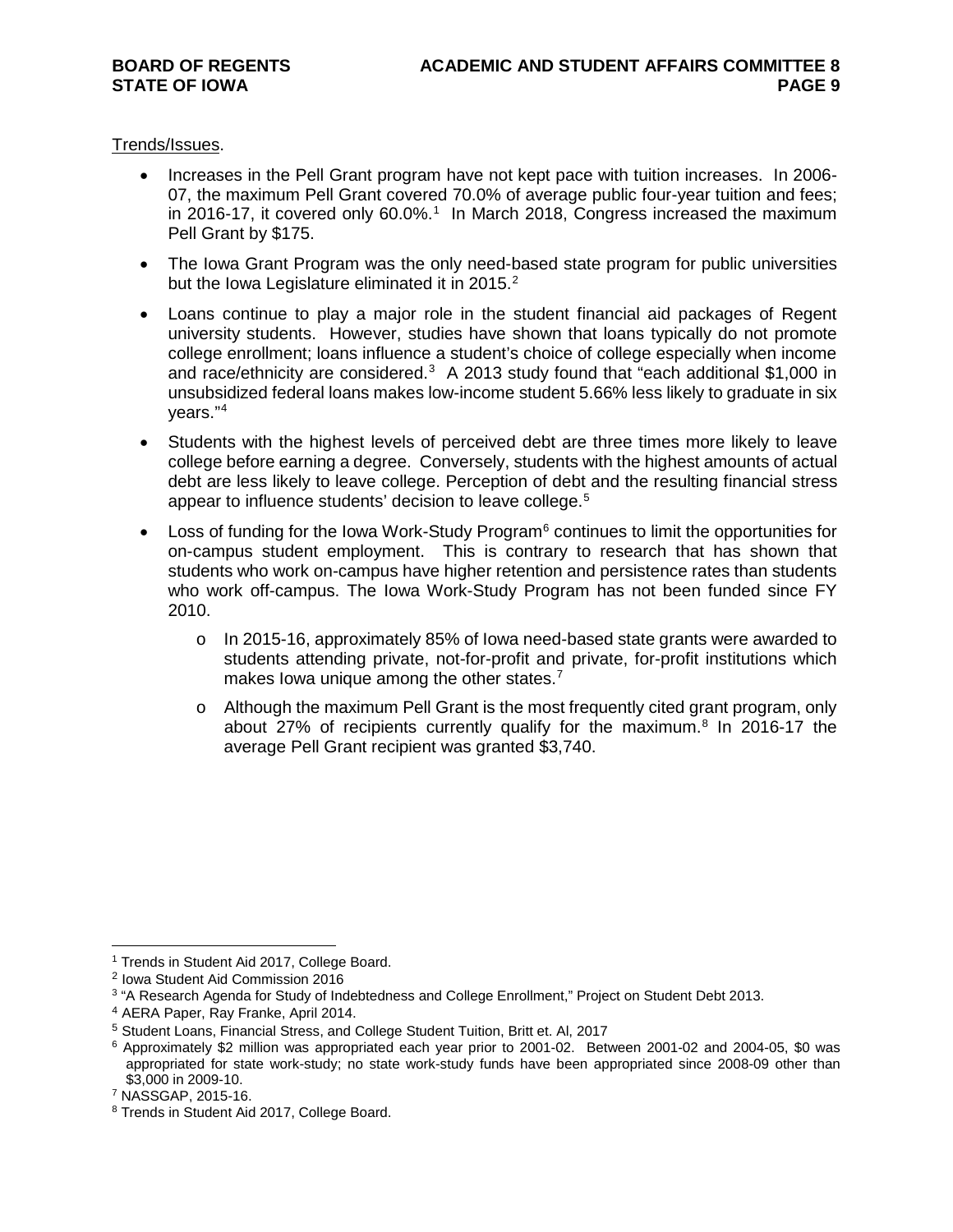Trends/Issues.

- Increases in the Pell Grant program have not kept pace with tuition increases. In 2006-07, the maximum Pell Grant covered 70.0% of average public four-year tuition and fees; in 2016-17, it covered only 60.0%.[1] In March 2018, Congress increased the maximum Pell Grant by $175.
- The Iowa Grant Program was the only need-based state program for public universities but the Iowa Legislature eliminated it in 2015.[2]
- Loans continue to play a major role in the student financial aid packages of Regent university students. However, studies have shown that loans typically do not promote college enrollment; loans influence a student's choice of college especially when income and race/ethnicity are considered.[3] A 2013 study found that "each additional $1,000 in unsubsidized federal loans makes low-income student 5.66% less likely to graduate in six years."[4]
- Students with the highest levels of perceived debt are three times more likely to leave college before earning a degree. Conversely, students with the highest amounts of actual debt are less likely to leave college. Perception of debt and the resulting financial stress appear to influence students' decision to leave college.[5]
- Loss of funding for the Iowa Work-Study Program[6] continues to limit the opportunities for on-campus student employment. This is contrary to research that has shown that students who work on-campus have higher retention and persistence rates than students who work off-campus. The Iowa Work-Study Program has not been funded since FY 2010.
  - In 2015-16, approximately 85% of Iowa need-based state grants were awarded to students attending private, not-for-profit and private, for-profit institutions which makes Iowa unique among the other states.[7]
  - Although the maximum Pell Grant is the most frequently cited grant program, only about 27% of recipients currently qualify for the maximum.[8] In 2016-17 the average Pell Grant recipient was granted $3,740.

---

[1] Trends in Student Aid 2017, College Board.

[2] Iowa Student Aid Commission 2016

[3] "A Research Agenda for Study of Indebtedness and College Enrollment," Project on Student Debt 2013.

[4] AERA Paper, Ray Franke, April 2014.

[5] Student Loans, Financial Stress, and College Student Tuition, Britt et. Al, 2017

[6] Approximately $2 million was appropriated each year prior to 2001-02. Between 2001-02 and 2004-05, $0 was appropriated for state work-study; no state work-study funds have been appropriated since 2008-09 other than $3,000 in 2009-10.

[7] NASSGAP, 2015-16.

[8] Trends in Student Aid 2017, College Board.